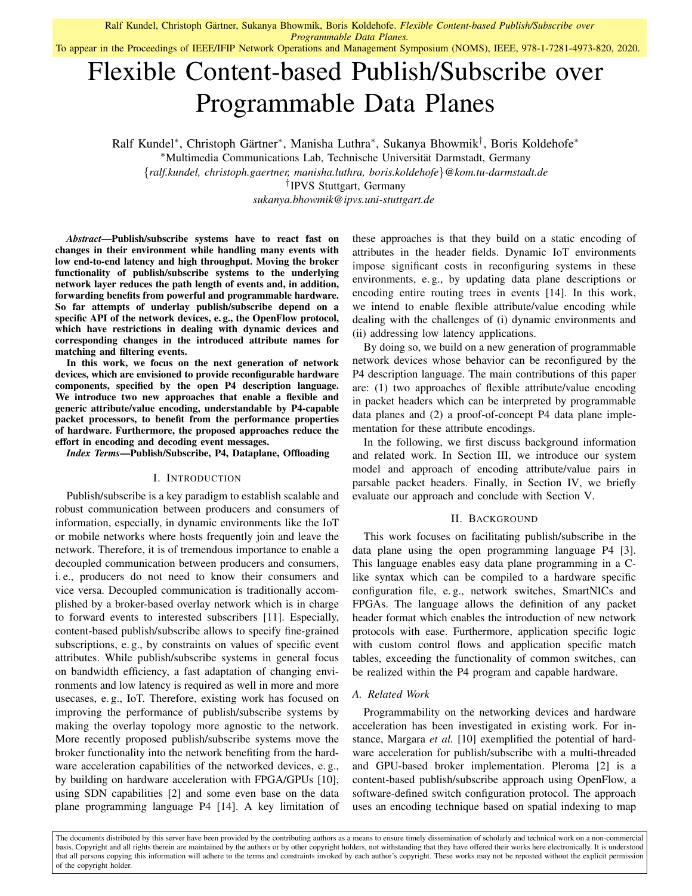Ralf Kundel, Christoph Gärtner, Sukanya Bhowmik, Boris Koldehofe. *Flexible Content-based Publish/Subscribe over Programmable Data Planes.*
To appear in the Proceedings of IEEE/IFIP Network Operations and Management Symposium (NOMS), IEEE, 978-1-7281-4973-820, 2020.

# Flexible Content-based Publish/Subscribe over Programmable Data Planes

Ralf Kundel[*], Christoph Gärtner[*], Manisha Luthra[*], Sukanya Bhowmik[†], Boris Koldehofe[*]

[*]Multimedia Communications Lab, Technische Universität Darmstadt, Germany

{*ralf.kundel, christoph.gaertner, manisha.luthra, boris.koldehofe*}*@kom.tu-darmstadt.de*

[†]IPVS Stuttgart, Germany

*sukanya.bhowmik@ipvs.uni-stuttgart.de*

***Abstract*—Publish/subscribe systems have to react fast on changes in their environment while handling many events with low end-to-end latency and high throughput. Moving the broker functionality of publish/subscribe systems to the underlying network layer reduces the path length of events and, in addition, forwarding benefits from powerful and programmable hardware. So far attempts of underlay publish/subscribe depend on a specific API of the network devices, e. g., the OpenFlow protocol, which have restrictions in dealing with dynamic devices and corresponding changes in the introduced attribute names for matching and filtering events.**

**In this work, we focus on the next generation of network devices, which are envisioned to provide reconfigurable hardware components, specified by the open P4 description language. We introduce two new approaches that enable a flexible and generic attribute/value encoding, understandable by P4-capable packet processors, to benefit from the performance properties of hardware. Furthermore, the proposed approaches reduce the effort in encoding and decoding event messages.**

***Index Terms*—Publish/Subscribe, P4, Dataplane, Offloading**

## I. Introduction

Publish/subscribe is a key paradigm to establish scalable and robust communication between producers and consumers of information, especially, in dynamic environments like the IoT or mobile networks where hosts frequently join and leave the network. Therefore, it is of tremendous importance to enable a decoupled communication between producers and consumers, i. e., producers do not need to know their consumers and vice versa. Decoupled communication is traditionally accomplished by a broker-based overlay network which is in charge to forward events to interested subscribers [11]. Especially, content-based publish/subscribe allows to specify fine-grained subscriptions, e. g., by constraints on values of specific event attributes. While publish/subscribe systems in general focus on bandwidth efficiency, a fast adaptation of changing environments and low latency is required as well in more and more usecases, e. g., IoT. Therefore, existing work has focused on improving the performance of publish/subscribe systems by making the overlay topology more agnostic to the network. More recently proposed publish/subscribe systems move the broker functionality into the network benefiting from the hardware acceleration capabilities of the networked devices, e. g., by building on hardware acceleration with FPGA/GPUs [10], using SDN capabilities [2] and some even base on the data plane programming language P4 [14]. A key limitation of these approaches is that they build on a static encoding of attributes in the header fields. Dynamic IoT environments impose significant costs in reconfiguring systems in these environments, e. g., by updating data plane descriptions or encoding entire routing trees in events [14]. In this work, we intend to enable flexible attribute/value encoding while dealing with the challenges of (i) dynamic environments and (ii) addressing low latency applications.

By doing so, we build on a new generation of programmable network devices whose behavior can be reconfigured by the P4 description language. The main contributions of this paper are: (1) two approaches of flexible attribute/value encoding in packet headers which can be interpreted by programmable data planes and (2) a proof-of-concept P4 data plane implementation for these attribute encodings.

In the following, we first discuss background information and related work. In Section III, we introduce our system model and approach of encoding attribute/value pairs in parsable packet headers. Finally, in Section IV, we briefly evaluate our approach and conclude with Section V.

## II. Background

This work focuses on facilitating publish/subscribe in the data plane using the open programming language P4 [3]. This language enables easy data plane programming in a C-like syntax which can be compiled to a hardware specific configuration file, e. g., network switches, SmartNICs and FPGAs. The language allows the definition of any packet header format which enables the introduction of new network protocols with ease. Furthermore, application specific logic with custom control flows and application specific match tables, exceeding the functionality of common switches, can be realized within the P4 program and capable hardware.

### A. Related Work

Programmability on the networking devices and hardware acceleration has been investigated in existing work. For instance, Margara *et al.* [10] exemplified the potential of hardware acceleration for publish/subscribe with a multi-threaded and GPU-based broker implementation. Pleroma [2] is a content-based publish/subscribe approach using OpenFlow, a software-defined switch configuration protocol. The approach uses an encoding technique based on spatial indexing to map

The documents distributed by this server have been provided by the contributing authors as a means to ensure timely dissemination of scholarly and technical work on a non-commercial basis. Copyright and all rights therein are maintained by the authors or by other copyright holders, not withstanding that they have offered their works here electronically. It is understood that all persons copying this information will adhere to the terms and constraints invoked by each author's copyright. These works may not be reposted without the explicit permission of the copyright holder.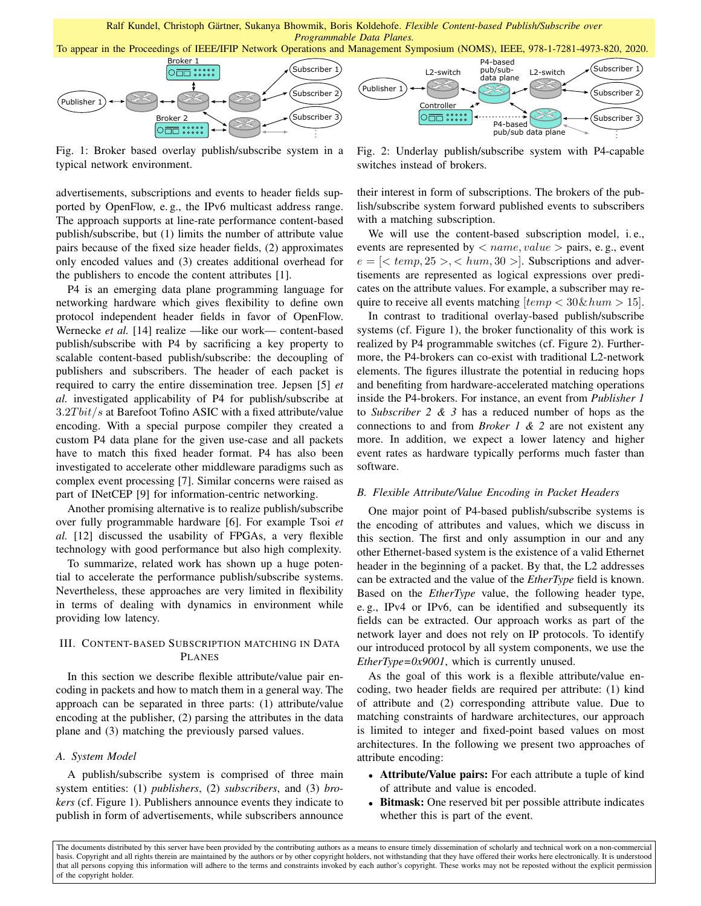Fig. 1: Broker based overlay publish/subscribe system in a typical network environment.

Fig. 2: Underlay publish/subscribe system with P4-capable switches instead of brokers.

advertisements, subscriptions and events to header fields supported by OpenFlow, e. g., the IPv6 multicast address range. The approach supports at line-rate performance content-based publish/subscribe, but (1) limits the number of attribute value pairs because of the fixed size header fields, (2) approximates only encoded values and (3) creates additional overhead for the publishers to encode the content attributes [1].

P4 is an emerging data plane programming language for networking hardware which gives flexibility to define own protocol independent header fields in favor of OpenFlow. Wernecke *et al.* [14] realize —like our work— content-based publish/subscribe with P4 by sacrificing a key property to scalable content-based publish/subscribe: the decoupling of publishers and subscribers. The header of each packet is required to carry the entire dissemination tree. Jepsen [5] *et al.* investigated applicability of P4 for publish/subscribe at $3.2 Tbit/s$ at Barefoot Tofino ASIC with a fixed attribute/value encoding. With a special purpose compiler they created a custom P4 data plane for the given use-case and all packets have to match this fixed header format. P4 has also been investigated to accelerate other middleware paradigms such as complex event processing [7]. Similar concerns were raised as part of INetCEP [9] for information-centric networking.

Another promising alternative is to realize publish/subscribe over fully programmable hardware [6]. For example Tsoi *et al.* [12] discussed the usability of FPGAs, a very flexible technology with good performance but also high complexity.

To summarize, related work has shown up a huge potential to accelerate the performance publish/subscribe systems. Nevertheless, these approaches are very limited in flexibility in terms of dealing with dynamics in environment while providing low latency.

## III. Content-based Subscription matching in Data Planes

In this section we describe flexible attribute/value pair encoding in packets and how to match them in a general way. The approach can be separated in three parts: (1) attribute/value encoding at the publisher, (2) parsing the attributes in the data plane and (3) matching the previously parsed values.

### A. System Model

A publish/subscribe system is comprised of three main system entities: (1) *publishers*, (2) *subscribers*, and (3) *brokers* (cf. Figure 1). Publishers announce events they indicate to publish in form of advertisements, while subscribers announce their interest in form of subscriptions. The brokers of the publish/subscribe system forward published events to subscribers with a matching subscription.

We will use the content-based subscription model, i. e., events are represented by $< name, value >$ pairs, e. g., event $e = [< temp, 25 >, < hum, 30 >]$. Subscriptions and advertisements are represented as logical expressions over predicates on the attribute values. For example, a subscriber may require to receive all events matching $[temp < 30 \& hum > 15]$.

In contrast to traditional overlay-based publish/subscribe systems (cf. Figure 1), the broker functionality of this work is realized by P4 programmable switches (cf. Figure 2). Furthermore, the P4-brokers can co-exist with traditional L2-network elements. The figures illustrate the potential in reducing hops and benefiting from hardware-accelerated matching operations inside the P4-brokers. For instance, an event from *Publisher 1* to *Subscriber 2 & 3* has a reduced number of hops as the connections to and from *Broker 1 & 2* are not existent any more. In addition, we expect a lower latency and higher event rates as hardware typically performs much faster than software.

### B. Flexible Attribute/Value Encoding in Packet Headers

One major point of P4-based publish/subscribe systems is the encoding of attributes and values, which we discuss in this section. The first and only assumption in our and any other Ethernet-based system is the existence of a valid Ethernet header in the beginning of a packet. By that, the L2 addresses can be extracted and the value of the *EtherType* field is known. Based on the *EtherType* value, the following header type, e. g., IPv4 or IPv6, can be identified and subsequently its fields can be extracted. Our approach works as part of the network layer and does not rely on IP protocols. To identify our introduced protocol by all system components, we use the *EtherType=0x9001*, which is currently unused.

As the goal of this work is a flexible attribute/value encoding, two header fields are required per attribute: (1) kind of attribute and (2) corresponding attribute value. Due to matching constraints of hardware architectures, our approach is limited to integer and fixed-point based values on most architectures. In the following we present two approaches of attribute encoding:

- **Attribute/Value pairs:** For each attribute a tuple of kind of attribute and value is encoded.
- **Bitmask:** One reserved bit per possible attribute indicates whether this is part of the event.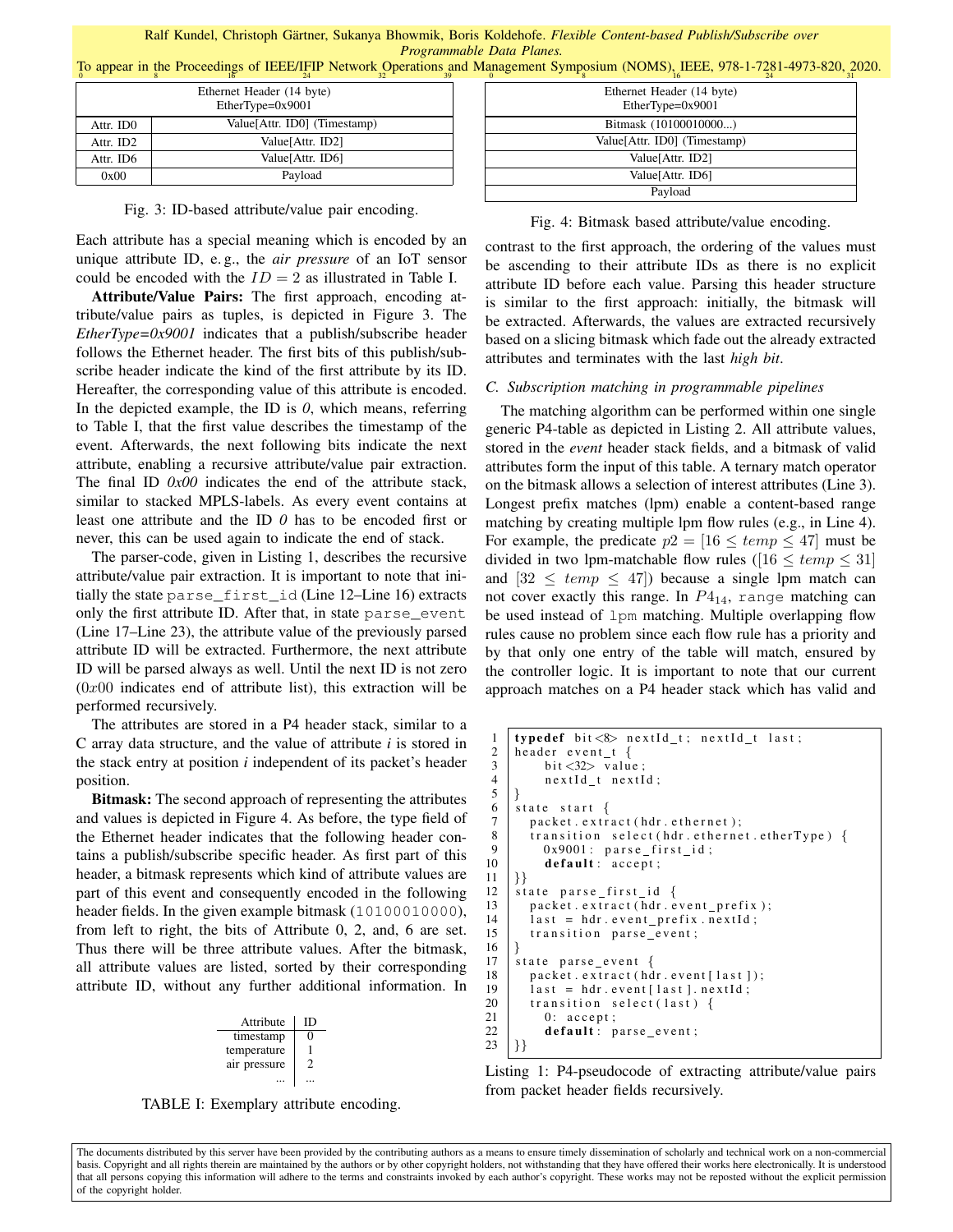| 0 | 8 | 16 | 24 | 32 | 39 |
|---|---|---|---|---|---|
| Ethernet Header (14 byte) EtherType=0x9001 | | | | | |
| Attr. ID0 | Value[Attr. ID0] (Timestamp) | | | | |
| Attr. ID2 | Value[Attr. ID2] | | | | |
| Attr. ID6 | Value[Attr. ID6] | | | | |
| 0x00 | Payload | | | | |

Fig. 3: ID-based attribute/value pair encoding.

| 0 | 8 | 16 | 24 | 31 |
|---|---|---|---|---|
| Ethernet Header (14 byte) EtherType=0x9001 | | | | |
| Bitmask (10100010000...) | | | | |
| Value[Attr. ID0] (Timestamp) | | | | |
| Value[Attr. ID2] | | | | |
| Value[Attr. ID6] | | | | |
| Payload | | | | |

Fig. 4: Bitmask based attribute/value encoding.

Each attribute has a special meaning which is encoded by an unique attribute ID, e. g., the *air pressure* of an IoT sensor could be encoded with the $ID = 2$ as illustrated in Table I.

**Attribute/Value Pairs:** The first approach, encoding attribute/value pairs as tuples, is depicted in Figure 3. The *EtherType=0x9001* indicates that a publish/subscribe header follows the Ethernet header. The first bits of this publish/subscribe header indicate the kind of the first attribute by its ID. Hereafter, the corresponding value of this attribute is encoded. In the depicted example, the ID is *0*, which means, referring to Table I, that the first value describes the timestamp of the event. Afterwards, the next following bits indicate the next attribute, enabling a recursive attribute/value pair extraction. The final ID *0x00* indicates the end of the attribute stack, similar to stacked MPLS-labels. As every event contains at least one attribute and the ID *0* has to be encoded first or never, this can be used again to indicate the end of stack.

The parser-code, given in Listing 1, describes the recursive attribute/value pair extraction. It is important to note that initially the state `parse_first_id` (Line 12–Line 16) extracts only the first attribute ID. After that, in state `parse_event` (Line 17–Line 23), the attribute value of the previously parsed attribute ID will be extracted. Furthermore, the next attribute ID will be parsed always as well. Until the next ID is not zero ($0x00$ indicates end of attribute list), this extraction will be performed recursively.

The attributes are stored in a P4 header stack, similar to a C array data structure, and the value of attribute *i* is stored in the stack entry at position *i* independent of its packet's header position.

**Bitmask:** The second approach of representing the attributes and values is depicted in Figure 4. As before, the type field of the Ethernet header indicates that the following header contains a publish/subscribe specific header. As first part of this header, a bitmask represents which kind of attribute values are part of this event and consequently encoded in the following header fields. In the given example bitmask (`10100010000`), from left to right, the bits of Attribute 0, 2, and, 6 are set. Thus there will be three attribute values. After the bitmask, all attribute values are listed, sorted by their corresponding attribute ID, without any further additional information. In contrast to the first approach, the ordering of the values must be ascending to their attribute IDs as there is no explicit attribute ID before each value. Parsing this header structure is similar to the first approach: initially, the bitmask will be extracted. Afterwards, the values are extracted recursively based on a slicing bitmask which fade out the already extracted attributes and terminates with the last *high bit*.

| Attribute | ID |
|---|---|
| timestamp | 0 |
| temperature | 1 |
| air pressure | 2 |
| ... | ... |

TABLE I: Exemplary attribute encoding.

### C. Subscription matching in programmable pipelines

The matching algorithm can be performed within one single generic P4-table as depicted in Listing 2. All attribute values, stored in the *event* header stack fields, and a bitmask of valid attributes form the input of this table. A ternary match operator on the bitmask allows a selection of interest attributes (Line 3). Longest prefix matches (lpm) enable a content-based range matching by creating multiple lpm flow rules (e.g., in Line 4). For example, the predicate $p2 = [16 \leq temp \leq 47]$ must be divided in two lpm-matchable flow rules ($[16 \leq temp \leq 31]$ and $[32 \leq temp \leq 47]$) because a single lpm match can not cover exactly this range. In $P4_{14}$, `range` matching can be used instead of `lpm` matching. Multiple overlapping flow rules cause no problem since each flow rule has a priority and by that only one entry of the table will match, ensured by the controller logic. It is important to note that our current approach matches on a P4 header stack which has valid and

```
1  typedef bit<8> nextId_t; nextId_t last;
2  header event_t {
3      bit<32> value;
4      nextId_t nextId;
5  }
6  state start {
7    packet.extract(hdr.ethernet);
8    transition select(hdr.ethernet.etherType) {
9      0x9001: parse_first_id;
10     default: accept;
11 }}
12 state parse_first_id {
13   packet.extract(hdr.event_prefix);
14   last = hdr.event_prefix.nextId;
15   transition parse_event;
16 }
17 state parse_event {
18   packet.extract(hdr.event[last]);
19   last = hdr.event[last].nextId;
20   transition select(last) {
21     0: accept;
22     default: parse_event;
23 }}
```

Listing 1: P4-pseudocode of extracting attribute/value pairs from packet header fields recursively.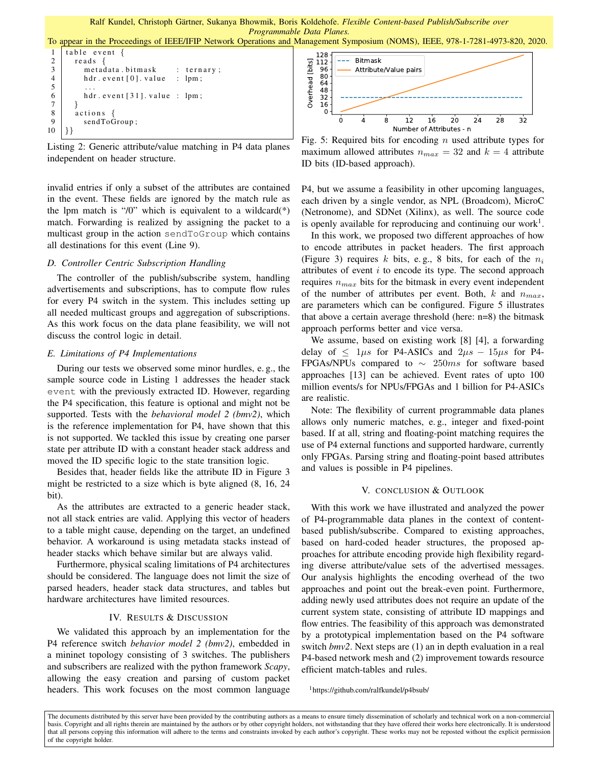```
1  table event {
2    reads {
3      metadata.bitmask      : ternary;
4      hdr.event[0].value    : lpm;
5      ...
6      hdr.event[31].value   : lpm;
7    }
8    actions {
9      sendToGroup;
10 }}
```

Listing 2: Generic attribute/value matching in P4 data planes independent on header structure.

invalid entries if only a subset of the attributes are contained in the event. These fields are ignored by the match rule as the lpm match is "/0" which is equivalent to a wildcard(*) match. Forwarding is realized by assigning the packet to a multicast group in the action `sendToGroup` which contains all destinations for this event (Line 9).

### *D. Controller Centric Subscription Handling*

The controller of the publish/subscribe system, handling advertisements and subscriptions, has to compute flow rules for every P4 switch in the system. This includes setting up all needed multicast groups and aggregation of subscriptions. As this work focus on the data plane feasibility, we will not discuss the control logic in detail.

### *E. Limitations of P4 Implementations*

During our tests we observed some minor hurdles, e. g., the sample source code in Listing 1 addresses the header stack `event` with the previously extracted ID. However, regarding the P4 specification, this feature is optional and might not be supported. Tests with the *behavioral model 2 (bmv2)*, which is the reference implementation for P4, have shown that this is not supported. We tackled this issue by creating one parser state per attribute ID with a constant header stack address and moved the ID specific logic to the state transition logic.

Besides that, header fields like the attribute ID in Figure 3 might be restricted to a size which is byte aligned (8, 16, 24 bit).

As the attributes are extracted to a generic header stack, not all stack entries are valid. Applying this vector of headers to a table might cause, depending on the target, an undefined behavior. A workaround is using metadata stacks instead of header stacks which behave similar but are always valid.

Furthermore, physical scaling limitations of P4 architectures should be considered. The language does not limit the size of parsed headers, header stack data structures, and tables but hardware architectures have limited resources.

## IV. Results & Discussion

We validated this approach by an implementation for the P4 reference switch *behavior model 2 (bmv2)*, embedded in a mininet topology consisting of 3 switches. The publishers and subscribers are realized with the python framework *Scapy*, allowing the easy creation and parsing of custom packet headers. This work focuses on the most common language P4, but we assume a feasibility in other upcoming languages, each driven by a single vendor, as NPL (Broadcom), MicroC (Netronome), and SDNet (Xilinx), as well. The source code is openly available for reproducing and continuing our work[1].

Fig. 5: Required bits for encoding $n$ used attribute types for maximum allowed attributes $n_{max} = 32$ and $k = 4$ attribute ID bits (ID-based approach).

In this work, we proposed two different approaches of how to encode attributes in packet headers. The first approach (Figure 3) requires $k$ bits, e. g., 8 bits, for each of the $n_i$ attributes of event $i$ to encode its type. The second approach requires $n_{max}$ bits for the bitmask in every event independent of the number of attributes per event. Both, $k$ and $n_{max}$, are parameters which can be configured. Figure 5 illustrates that above a certain average threshold (here: n=8) the bitmask approach performs better and vice versa.

We assume, based on existing work [8] [4], a forwarding delay of $\leq 1\mu s$ for P4-ASICs and $2\mu s - 15\mu s$ for P4-FPGAs/NPUs compared to $\sim 250ms$ for software based approaches [13] can be achieved. Event rates of upto 100 million events/s for NPUs/FPGAs and 1 billion for P4-ASICs are realistic.

Note: The flexibility of current programmable data planes allows only numeric matches, e. g., integer and fixed-point based. If at all, string and floating-point matching requires the use of P4 external functions and supported hardware, currently only FPGAs. Parsing string and floating-point based attributes and values is possible in P4 pipelines.

## V. Conclusion & Outlook

With this work we have illustrated and analyzed the power of P4-programmable data planes in the context of content-based publish/subscribe. Compared to existing approaches, based on hard-coded header structures, the proposed approaches for attribute encoding provide high flexibility regarding diverse attribute/value sets of the advertised messages. Our analysis highlights the encoding overhead of the two approaches and point out the break-even point. Furthermore, adding newly used attributes does not require an update of the current system state, consisting of attribute ID mappings and flow entries. The feasibility of this approach was demonstrated by a prototypical implementation based on the P4 software switch *bmv2*. Next steps are (1) an in depth evaluation in a real P4-based network mesh and (2) improvement towards resource efficient match-tables and rules.

[1] https://github.com/ralfkundel/p4bsub/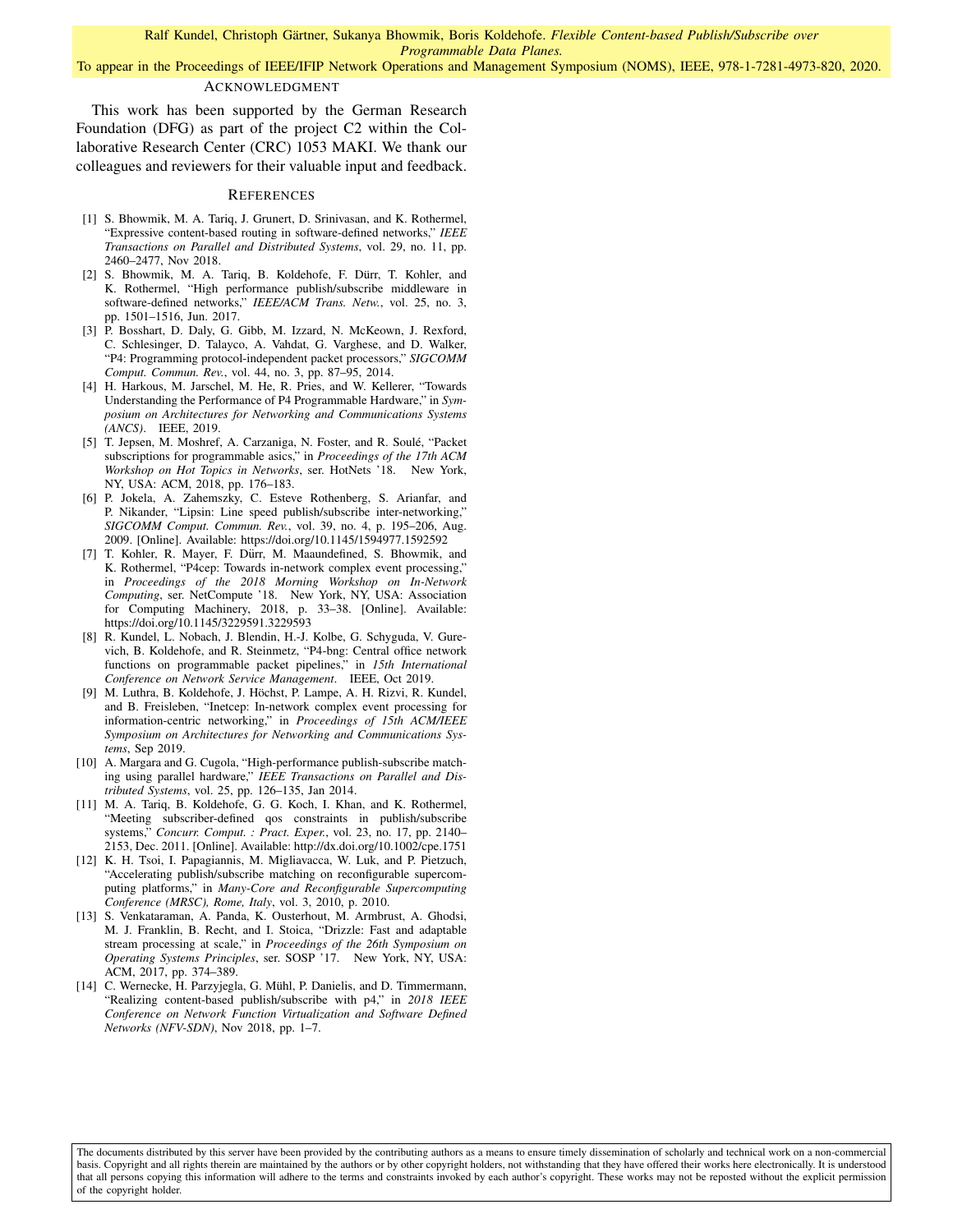## ACKNOWLEDGMENT

This work has been supported by the German Research Foundation (DFG) as part of the project C2 within the Collaborative Research Center (CRC) 1053 MAKI. We thank our colleagues and reviewers for their valuable input and feedback.

## REFERENCES

[1] S. Bhowmik, M. A. Tariq, J. Grunert, D. Srinivasan, and K. Rothermel, "Expressive content-based routing in software-defined networks," *IEEE Transactions on Parallel and Distributed Systems*, vol. 29, no. 11, pp. 2460–2477, Nov 2018.

[2] S. Bhowmik, M. A. Tariq, B. Koldehofe, F. Dürr, T. Kohler, and K. Rothermel, "High performance publish/subscribe middleware in software-defined networks," *IEEE/ACM Trans. Netw.*, vol. 25, no. 3, pp. 1501–1516, Jun. 2017.

[3] P. Bosshart, D. Daly, G. Gibb, M. Izzard, N. McKeown, J. Rexford, C. Schlesinger, D. Talayco, A. Vahdat, G. Varghese, and D. Walker, "P4: Programming protocol-independent packet processors," *SIGCOMM Comput. Commun. Rev.*, vol. 44, no. 3, pp. 87–95, 2014.

[4] H. Harkous, M. Jarschel, M. He, R. Pries, and W. Kellerer, "Towards Understanding the Performance of P4 Programmable Hardware," in *Symposium on Architectures for Networking and Communications Systems (ANCS)*. IEEE, 2019.

[5] T. Jepsen, M. Moshref, A. Carzaniga, N. Foster, and R. Soulé, "Packet subscriptions for programmable asics," in *Proceedings of the 17th ACM Workshop on Hot Topics in Networks*, ser. HotNets '18. New York, NY, USA: ACM, 2018, pp. 176–183.

[6] P. Jokela, A. Zahemszky, C. Esteve Rothenberg, S. Arianfar, and P. Nikander, "Lipsin: Line speed publish/subscribe inter-networking," *SIGCOMM Comput. Commun. Rev.*, vol. 39, no. 4, p. 195–206, Aug. 2009. [Online]. Available: https://doi.org/10.1145/1594977.1592592

[7] T. Kohler, R. Mayer, F. Dürr, M. Maaundefined, S. Bhowmik, and K. Rothermel, "P4cep: Towards in-network complex event processing," in *Proceedings of the 2018 Morning Workshop on In-Network Computing*, ser. NetCompute '18. New York, NY, USA: Association for Computing Machinery, 2018, p. 33–38. [Online]. Available: https://doi.org/10.1145/3229591.3229593

[8] R. Kundel, L. Nobach, J. Blendin, H.-J. Kolbe, G. Schyguda, V. Gurevich, B. Koldehofe, and R. Steinmetz, "P4-bng: Central office network functions on programmable packet pipelines," in *15th International Conference on Network Service Management*. IEEE, Oct 2019.

[9] M. Luthra, B. Koldehofe, J. Höchst, P. Lampe, A. H. Rizvi, R. Kundel, and B. Freisleben, "Inetcep: In-network complex event processing for information-centric networking," in *Proceedings of 15th ACM/IEEE Symposium on Architectures for Networking and Communications Systems*, Sep 2019.

[10] A. Margara and G. Cugola, "High-performance publish-subscribe matching using parallel hardware," *IEEE Transactions on Parallel and Distributed Systems*, vol. 25, pp. 126–135, Jan 2014.

[11] M. A. Tariq, B. Koldehofe, G. G. Koch, I. Khan, and K. Rothermel, "Meeting subscriber-defined qos constraints in publish/subscribe systems," *Concurr. Comput. : Pract. Exper.*, vol. 23, no. 17, pp. 2140–2153, Dec. 2011. [Online]. Available: http://dx.doi.org/10.1002/cpe.1751

[12] K. H. Tsoi, I. Papagiannis, M. Migliavacca, W. Luk, and P. Pietzuch, "Accelerating publish/subscribe matching on reconfigurable supercomputing platforms," in *Many-Core and Reconfigurable Supercomputing Conference (MRSC), Rome, Italy*, vol. 3, 2010, p. 2010.

[13] S. Venkataraman, A. Panda, K. Ousterhout, M. Armbrust, A. Ghodsi, M. J. Franklin, B. Recht, and I. Stoica, "Drizzle: Fast and adaptable stream processing at scale," in *Proceedings of the 26th Symposium on Operating Systems Principles*, ser. SOSP '17. New York, NY, USA: ACM, 2017, pp. 374–389.

[14] C. Wernecke, H. Parzyjegla, G. Mühl, P. Danielis, and D. Timmermann, "Realizing content-based publish/subscribe with p4," in *2018 IEEE Conference on Network Function Virtualization and Software Defined Networks (NFV-SDN)*, Nov 2018, pp. 1–7.